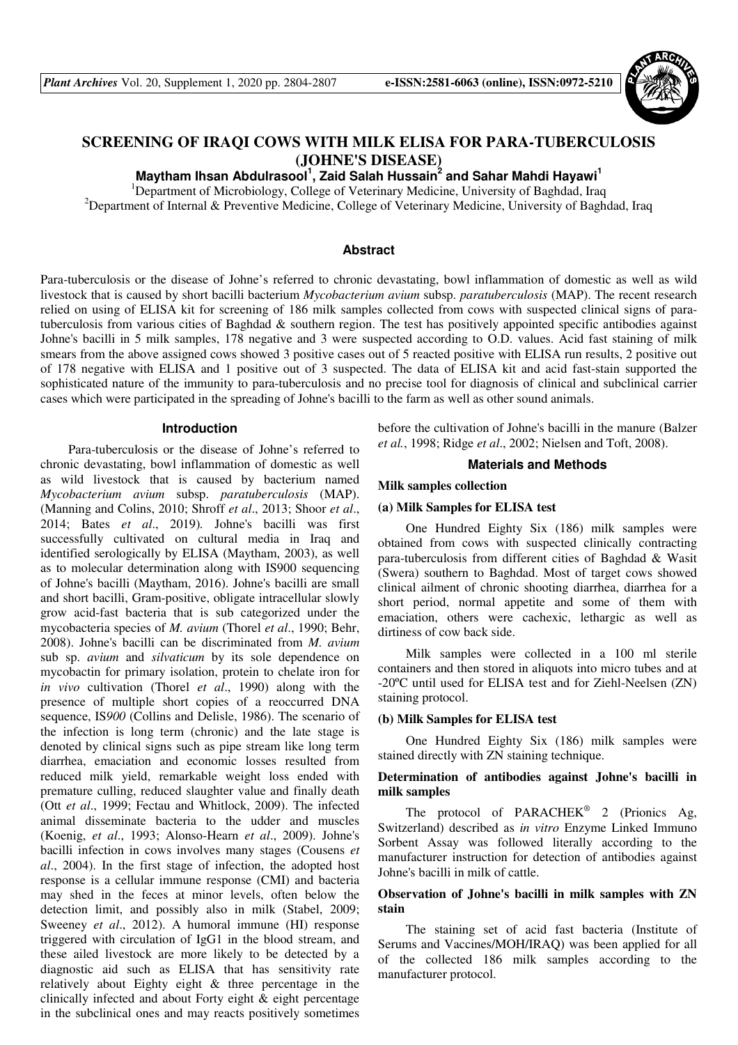# SCREENING OF IRAQI COWS WITH MILK ELISA FOR PARA-TUBERCULOSIS (JOHNE'S DISEASE)

**Maytham Ihsan Abdulrasool[1], Zaid Salah Hussain[2] and Sahar Mahdi Hayawi[1]**

[1]Department of Microbiology, College of Veterinary Medicine, University of Baghdad, Iraq

[2]Department of Internal & Preventive Medicine, College of Veterinary Medicine, University of Baghdad, Iraq

## Abstract

Para-tuberculosis or the disease of Johne's referred to chronic devastating, bowl inflammation of domestic as well as wild livestock that is caused by short bacilli bacterium *Mycobacterium avium* subsp. *paratuberculosis* (MAP). The recent research relied on using of ELISA kit for screening of 186 milk samples collected from cows with suspected clinical signs of para-tuberculosis from various cities of Baghdad & southern region. The test has positively appointed specific antibodies against Johne's bacilli in 5 milk samples, 178 negative and 3 were suspected according to O.D. values. Acid fast staining of milk smears from the above assigned cows showed 3 positive cases out of 5 reacted positive with ELISA run results, 2 positive out of 178 negative with ELISA and 1 positive out of 3 suspected. The data of ELISA kit and acid fast-stain supported the sophisticated nature of the immunity to para-tuberculosis and no precise tool for diagnosis of clinical and subclinical carrier cases which were participated in the spreading of Johne's bacilli to the farm as well as other sound animals.

## Introduction

Para-tuberculosis or the disease of Johne's referred to chronic devastating, bowl inflammation of domestic as well as wild livestock that is caused by bacterium named *Mycobacterium avium* subsp. *paratuberculosis* (MAP). (Manning and Colins, 2010; Shroff *et al*., 2013; Shoor *et al*., 2014; Bates *et al*., 2019). Johne's bacilli was first successfully cultivated on cultural media in Iraq and identified serologically by ELISA (Maytham, 2003), as well as to molecular determination along with IS900 sequencing of Johne's bacilli (Maytham, 2016). Johne's bacilli are small and short bacilli, Gram-positive, obligate intracellular slowly grow acid-fast bacteria that is sub categorized under the mycobacteria species of *M. avium* (Thorel *et al*., 1990; Behr, 2008). Johne's bacilli can be discriminated from *M. avium* sub sp. *avium* and *silvaticum* by its sole dependence on mycobactin for primary isolation, protein to chelate iron for *in vivo* cultivation (Thorel *et al*., 1990) along with the presence of multiple short copies of a reoccurred DNA sequence, IS*900* (Collins and Delisle, 1986). The scenario of the infection is long term (chronic) and the late stage is denoted by clinical signs such as pipe stream like long term diarrhea, emaciation and economic losses resulted from reduced milk yield, remarkable weight loss ended with premature culling, reduced slaughter value and finally death (Ott *et al*., 1999; Fectau and Whitlock, 2009). The infected animal disseminate bacteria to the udder and muscles (Koenig, *et al*., 1993; Alonso-Hearn *et al*., 2009). Johne's bacilli infection in cows involves many stages (Cousens *et al*., 2004). In the first stage of infection, the adopted host response is a cellular immune response (CMI) and bacteria may shed in the feces at minor levels, often below the detection limit, and possibly also in milk (Stabel, 2009; Sweeney *et al*., 2012). A humoral immune (HI) response triggered with circulation of IgG1 in the blood stream, and these ailed livestock are more likely to be detected by a diagnostic aid such as ELISA that has sensitivity rate relatively about Eighty eight & three percentage in the clinically infected and about Forty eight & eight percentage in the subclinical ones and may reacts positively sometimes before the cultivation of Johne's bacilli in the manure (Balzer *et al.*, 1998; Ridge *et al*., 2002; Nielsen and Toft, 2008).

## Materials and Methods

### Milk samples collection

#### (a) Milk Samples for ELISA test

One Hundred Eighty Six (186) milk samples were obtained from cows with suspected clinically contracting para-tuberculosis from different cities of Baghdad & Wasit (Swera) southern to Baghdad. Most of target cows showed clinical ailment of chronic shooting diarrhea, diarrhea for a short period, normal appetite and some of them with emaciation, others were cachexic, lethargic as well as dirtiness of cow back side.

Milk samples were collected in a 100 ml sterile containers and then stored in aliquots into micro tubes and at -20ºC until used for ELISA test and for Ziehl-Neelsen (ZN) staining protocol.

#### (b) Milk Samples for ELISA test

One Hundred Eighty Six (186) milk samples were stained directly with ZN staining technique.

### Determination of antibodies against Johne's bacilli in milk samples

The protocol of PARACHEK® 2 (Prionics Ag, Switzerland) described as *in vitro* Enzyme Linked Immuno Sorbent Assay was followed literally according to the manufacturer instruction for detection of antibodies against Johne's bacilli in milk of cattle.

### Observation of Johne's bacilli in milk samples with ZN stain

The staining set of acid fast bacteria (Institute of Serums and Vaccines/MOH/IRAQ) was been applied for all of the collected 186 milk samples according to the manufacturer protocol.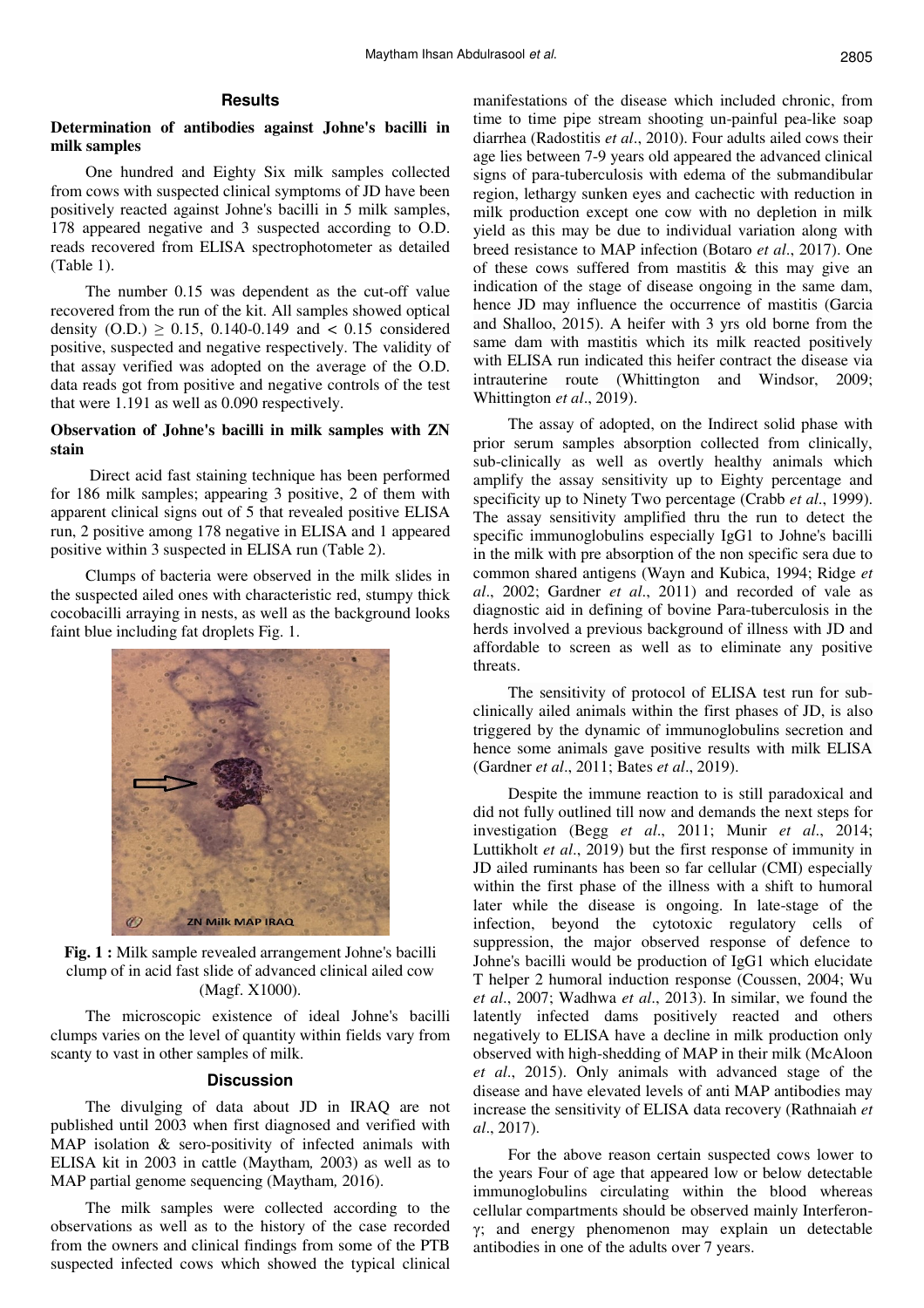## Results

### Determination of antibodies against Johne's bacilli in milk samples

One hundred and Eighty Six milk samples collected from cows with suspected clinical symptoms of JD have been positively reacted against Johne's bacilli in 5 milk samples, 178 appeared negative and 3 suspected according to O.D. reads recovered from ELISA spectrophotometer as detailed (Table 1).

The number 0.15 was dependent as the cut-off value recovered from the run of the kit. All samples showed optical density (O.D.) $\geq$ 0.15, 0.140-0.149 and $<$ 0.15 considered positive, suspected and negative respectively. The validity of that assay verified was adopted on the average of the O.D. data reads got from positive and negative controls of the test that were 1.191 as well as 0.090 respectively.

### Observation of Johne's bacilli in milk samples with ZN stain

Direct acid fast staining technique has been performed for 186 milk samples; appearing 3 positive, 2 of them with apparent clinical signs out of 5 that revealed positive ELISA run, 2 positive among 178 negative in ELISA and 1 appeared positive within 3 suspected in ELISA run (Table 2).

Clumps of bacteria were observed in the milk slides in the suspected ailed ones with characteristic red, stumpy thick cocobacilli arraying in nests, as well as the background looks faint blue including fat droplets Fig. 1.

**Fig. 1 :** Milk sample revealed arrangement Johne's bacilli clump of in acid fast slide of advanced clinical ailed cow (Magf. X1000).

The microscopic existence of ideal Johne's bacilli clumps varies on the level of quantity within fields vary from scanty to vast in other samples of milk.

## Discussion

The divulging of data about JD in IRAQ are not published until 2003 when first diagnosed and verified with MAP isolation & sero-positivity of infected animals with ELISA kit in 2003 in cattle (Maytham, 2003) as well as to MAP partial genome sequencing (Maytham, 2016).

The milk samples were collected according to the observations as well as to the history of the case recorded from the owners and clinical findings from some of the PTB suspected infected cows which showed the typical clinical manifestations of the disease which included chronic, from time to time pipe stream shooting un-painful pea-like soap diarrhea (Radostitis *et al*., 2010). Four adults ailed cows their age lies between 7-9 years old appeared the advanced clinical signs of para-tuberculosis with edema of the submandibular region, lethargy sunken eyes and cachectic with reduction in milk production except one cow with no depletion in milk yield as this may be due to individual variation along with breed resistance to MAP infection (Botaro *et al*., 2017). One of these cows suffered from mastitis & this may give an indication of the stage of disease ongoing in the same dam, hence JD may influence the occurrence of mastitis (Garcia and Shalloo, 2015). A heifer with 3 yrs old borne from the same dam with mastitis which its milk reacted positively with ELISA run indicated this heifer contract the disease via intrauterine route (Whittington and Windsor, 2009; Whittington *et al*., 2019).

The assay of adopted, on the Indirect solid phase with prior serum samples absorption collected from clinically, sub-clinically as well as overtly healthy animals which amplify the assay sensitivity up to Eighty percentage and specificity up to Ninety Two percentage (Crabb *et al*., 1999). The assay sensitivity amplified thru the run to detect the specific immunoglobulins especially IgG1 to Johne's bacilli in the milk with pre absorption of the non specific sera due to common shared antigens (Wayn and Kubica, 1994; Ridge *et al*., 2002; Gardner *et al*., 2011) and recorded of vale as diagnostic aid in defining of bovine Para-tuberculosis in the herds involved a previous background of illness with JD and affordable to screen as well as to eliminate any positive threats.

The sensitivity of protocol of ELISA test run for sub-clinically ailed animals within the first phases of JD, is also triggered by the dynamic of immunoglobulins secretion and hence some animals gave positive results with milk ELISA (Gardner *et al*., 2011; Bates *et al*., 2019).

Despite the immune reaction to is still paradoxical and did not fully outlined till now and demands the next steps for investigation (Begg *et al*., 2011; Munir *et al*., 2014; Luttikholt *et al*., 2019) but the first response of immunity in JD ailed ruminants has been so far cellular (CMI) especially within the first phase of the illness with a shift to humoral later while the disease is ongoing. In late-stage of the infection, beyond the cytotoxic regulatory cells of suppression, the major observed response of defence to Johne's bacilli would be production of IgG1 which elucidate T helper 2 humoral induction response (Coussen, 2004; Wu *et al*., 2007; Wadhwa *et al*., 2013). In similar, we found the latently infected dams positively reacted and others negatively to ELISA have a decline in milk production only observed with high-shedding of MAP in their milk (McAloon *et al*., 2015). Only animals with advanced stage of the disease and have elevated levels of anti MAP antibodies may increase the sensitivity of ELISA data recovery (Rathnaiah *et al*., 2017).

For the above reason certain suspected cows lower to the years Four of age that appeared low or below detectable immunoglobulins circulating within the blood whereas cellular compartments should be observed mainly Interferon-$\gamma$; and energy phenomenon may explain un detectable antibodies in one of the adults over 7 years.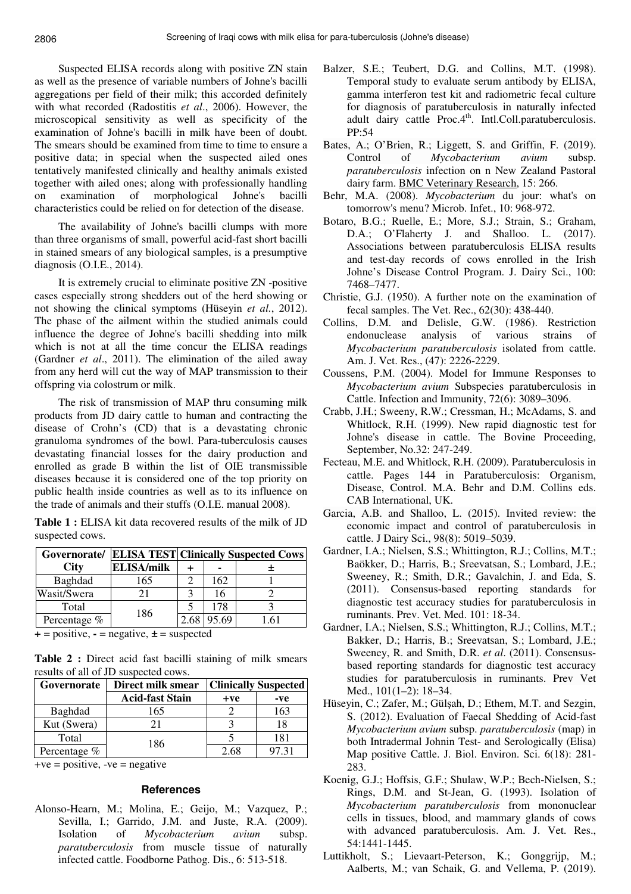Suspected ELISA records along with positive ZN stain as well as the presence of variable numbers of Johne's bacilli aggregations per field of their milk; this accorded definitely with what recorded (Radostitis *et al*., 2006). However, the microscopical sensitivity as well as specificity of the examination of Johne's bacilli in milk have been of doubt. The smears should be examined from time to time to ensure a positive data; in special when the suspected ailed ones tentatively manifested clinically and healthy animals existed together with ailed ones; along with professionally handling on examination of morphological Johne's bacilli characteristics could be relied on for detection of the disease.

The availability of Johne's bacilli clumps with more than three organisms of small, powerful acid-fast short bacilli in stained smears of any biological samples, is a presumptive diagnosis (O.I.E., 2014).

It is extremely crucial to eliminate positive ZN -positive cases especially strong shedders out of the herd showing or not showing the clinical symptoms (Hüseyin *et al.*, 2012). The phase of the ailment within the studied animals could influence the degree of Johne's bacilli shedding into milk which is not at all the time concur the ELISA readings (Gardner *et al*., 2011). The elimination of the ailed away from any herd will cut the way of MAP transmission to their offspring via colostrum or milk.

The risk of transmission of MAP thru consuming milk products from JD dairy cattle to human and contracting the disease of Crohn's (CD) that is a devastating chronic granuloma syndromes of the bowl. Para-tuberculosis causes devastating financial losses for the dairy production and enrolled as grade B within the list of OIE transmissible diseases because it is considered one of the top priority on public health inside countries as well as to its influence on the trade of animals and their stuffs (O.I.E. manual 2008).

**Table 1 :** ELISA kit data recovered results of the milk of JD suspected cows.

| Governorate/ City | ELISA TEST | Clinically Suspected Cows | | |
|---|---|---|---|---|
| | ELISA/milk | + | - | ± |
| Baghdad | 165 | 2 | 162 | 1 |
| Wasit/Swera | 21 | 3 | 16 | 2 |
| Total | 186 | 5 | 178 | 3 |
| Percentage % | | 2.68 | 95.69 | 1.61 |

+ = positive, - = negative, ± = suspected

**Table 2 :** Direct acid fast bacilli staining of milk smears results of all of JD suspected cows.

| Governorate | Direct milk smear | Clinically Suspected | |
|---|---|---|---|
| | Acid-fast Stain | +ve | -ve |
| Baghdad | 165 | 2 | 163 |
| Kut (Swera) | 21 | 3 | 18 |
| Total | 186 | 5 | 181 |
| Percentage % | | 2.68 | 97.31 |

+ve = positive, -ve = negative

## References

Alonso-Hearn, M.; Molina, E.; Geijo, M.; Vazquez, P.; Sevilla, I.; Garrido, J.M. and Juste, R.A. (2009). Isolation of *Mycobacterium avium* subsp. *paratuberculosis* from muscle tissue of naturally infected cattle. Foodborne Pathog. Dis., 6: 513-518.

Balzer, S.E.; Teubert, D.G. and Collins, M.T. (1998). Temporal study to evaluate serum antibody by ELISA, gamma interferon test kit and radiometric fecal culture for diagnosis of paratuberculosis in naturally infected adult dairy cattle Proc.4th. Intl.Coll.paratuberculosis. PP:54

Bates, A.; O'Brien, R.; Liggett, S. and Griffin, F. (2019). Control of *Mycobacterium avium* subsp. *paratuberculosis* infection on n New Zealand Pastoral dairy farm. BMC Veterinary Research, 15: 266.

Behr, M.A. (2008). *Mycobacterium* du jour: what's on tomorrow's menu? Microb. Infet., 10: 968-972.

Botaro, B.G.; Ruelle, E.; More, S.J.; Strain, S.; Graham, D.A.; O'Flaherty J. and Shalloo. L. (2017). Associations between paratuberculosis ELISA results and test-day records of cows enrolled in the Irish Johne's Disease Control Program. J. Dairy Sci., 100: 7468–7477.

Christie, G.J. (1950). A further note on the examination of fecal samples. The Vet. Rec., 62(30): 438-440.

Collins, D.M. and Delisle, G.W. (1986). Restriction endonuclease analysis of various strains of *Mycobacterium paratuberculosis* isolated from cattle. Am. J. Vet. Res., (47): 2226-2229.

Coussens, P.M. (2004). Model for Immune Responses to *Mycobacterium avium* Subspecies paratuberculosis in Cattle. Infection and Immunity, 72(6): 3089–3096.

Crabb, J.H.; Sweeny, R.W.; Cressman, H.; McAdams, S. and Whitlock, R.H. (1999). New rapid diagnostic test for Johne's disease in cattle. The Bovine Proceeding, September, No.32: 247-249.

Fecteau, M.E. and Whitlock, R.H. (2009). Paratuberculosis in cattle. Pages 144 in Paratuberculosis: Organism, Disease, Control. M.A. Behr and D.M. Collins eds. CAB International, UK.

Garcia, A.B. and Shalloo, L. (2015). Invited review: the economic impact and control of paratuberculosis in cattle. J Dairy Sci., 98(8): 5019–5039.

Gardner, I.A.; Nielsen, S.S.; Whittington, R.J.; Collins, M.T.; Baökker, D.; Harris, B.; Sreevatsan, S.; Lombard, J.E.; Sweeney, R.; Smith, D.R.; Gavalchin, J. and Eda, S. (2011). Consensus-based reporting standards for diagnostic test accuracy studies for paratuberculosis in ruminants. Prev. Vet. Med. 101: 18-34.

Gardner, I.A.; Nielsen, S.S.; Whittington, R.J.; Collins, M.T.; Bakker, D.; Harris, B.; Sreevatsan, S.; Lombard, J.E.; Sweeney, R. and Smith, D.R. *et al*. (2011). Consensus-based reporting standards for diagnostic test accuracy studies for paratuberculosis in ruminants. Prev Vet Med., 101(1–2): 18–34.

Hüseyin, C.; Zafer, M.; Gülşah, D.; Ethem, M.T. and Sezgin, S. (2012). Evaluation of Faecal Shedding of Acid-fast *Mycobacterium avium* subsp. *paratuberculosis* (map) in both Intradermal Johnin Test- and Serologically (Elisa) Map positive Cattle. J. Biol. Environ. Sci. 6(18): 281-283.

Koenig, G.J.; Hoffsis, G.F.; Shulaw, W.P.; Bech-Nielsen, S.; Rings, D.M. and St-Jean, G. (1993). Isolation of *Mycobacterium paratuberculosis* from mononuclear cells in tissues, blood, and mammary glands of cows with advanced paratuberculosis. Am. J. Vet. Res., 54:1441-1445.

Luttikholt, S.; Lievaart-Peterson, K.; Gonggrijp, M.; Aalberts, M.; van Schaik, G. and Vellema, P. (2019).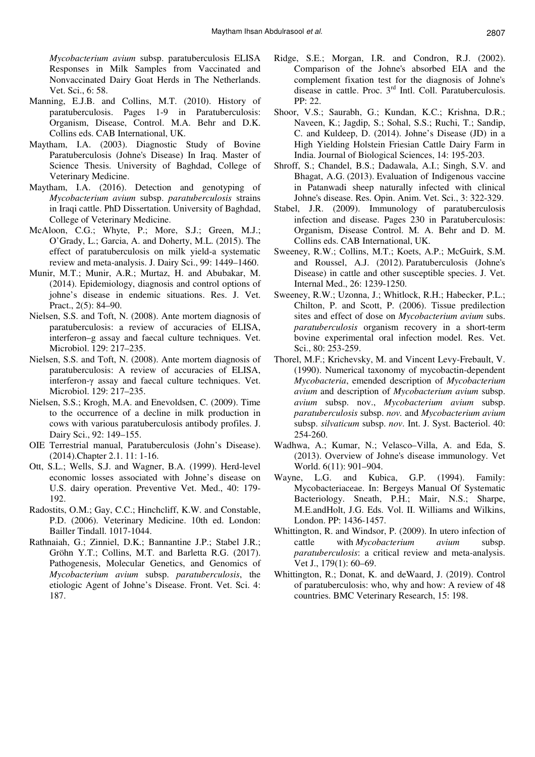*Mycobacterium avium* subsp. paratuberculosis ELISA Responses in Milk Samples from Vaccinated and Nonvaccinated Dairy Goat Herds in The Netherlands. Vet. Sci., 6: 58.

Manning, E.J.B. and Collins, M.T. (2010). History of paratuberculosis. Pages 1-9 in Paratuberculosis: Organism, Disease, Control. M.A. Behr and D.K. Collins eds. CAB International, UK.

Maytham, I.A. (2003). Diagnostic Study of Bovine Paratuberculosis (Johne's Disease) In Iraq. Master of Science Thesis. University of Baghdad, College of Veterinary Medicine.

Maytham, I.A. (2016). Detection and genotyping of *Mycobacterium avium* subsp. *paratuberculosis* strains in Iraqi cattle. PhD Dissertation. University of Baghdad, College of Veterinary Medicine.

McAloon, C.G.; Whyte, P.; More, S.J.; Green, M.J.; O'Grady, L.; Garcia, A. and Doherty, M.L. (2015). The effect of paratuberculosis on milk yield-a systematic review and meta-analysis. J. Dairy Sci., 99: 1449–1460.

Munir, M.T.; Munir, A.R.; Murtaz, H. and Abubakar, M. (2014). Epidemiology, diagnosis and control options of johne's disease in endemic situations. Res. J. Vet. Pract., 2(5): 84–90.

Nielsen, S.S. and Toft, N. (2008). Ante mortem diagnosis of paratuberculosis: a review of accuracies of ELISA, interferon–g assay and faecal culture techniques. Vet. Microbiol. 129: 217–235.

Nielsen, S.S. and Toft, N. (2008). Ante mortem diagnosis of paratuberculosis: A review of accuracies of ELISA, interferon-γ assay and faecal culture techniques. Vet. Microbiol. 129: 217–235.

Nielsen, S.S.; Krogh, M.A. and Enevoldsen, C. (2009). Time to the occurrence of a decline in milk production in cows with various paratuberculosis antibody profiles. J. Dairy Sci., 92: 149–155.

OIE Terrestrial manual, Paratuberculosis (John's Disease). (2014).Chapter 2.1. 11: 1-16.

Ott, S.L.; Wells, S.J. and Wagner, B.A. (1999). Herd-level economic losses associated with Johne's disease on U.S. dairy operation. Preventive Vet. Med., 40: 179-192.

Radostits, O.M.; Gay, C.C.; Hinchcliff, K.W. and Constable, P.D. (2006). Veterinary Medicine. 10th ed. London: Bailler Tindall. 1017-1044.

Rathnaiah, G.; Zinniel, D.K.; Bannantine J.P.; Stabel J.R.; Gröhn Y.T.; Collins, M.T. and Barletta R.G. (2017). Pathogenesis, Molecular Genetics, and Genomics of *Mycobacterium avium* subsp. *paratuberculosis*, the etiologic Agent of Johne's Disease. Front. Vet. Sci. 4: 187.

Ridge, S.E.; Morgan, I.R. and Condron, R.J. (2002). Comparison of the Johne's absorbed EIA and the complement fixation test for the diagnosis of Johne's disease in cattle. Proc. 3rd Intl. Coll. Paratuberculosis. PP: 22.

Shoor, V.S.; Saurabh, G.; Kundan, K.C.; Krishna, D.R.; Naveen, K.; Jagdip, S.; Sohal, S.S.; Ruchi, T.; Sandip, C. and Kuldeep, D. (2014). Johne's Disease (JD) in a High Yielding Holstein Friesian Cattle Dairy Farm in India. Journal of Biological Sciences, 14: 195-203.

Shroff, S.; Chandel, B.S.; Dadawala, A.I.; Singh, S.V. and Bhagat, A.G. (2013). Evaluation of Indigenous vaccine in Patanwadi sheep naturally infected with clinical Johne's disease. Res. Opin. Anim. Vet. Sci., 3: 322-329.

Stabel, J.R. (2009). Immunology of paratuberculosis infection and disease. Pages 230 in Paratuberculosis: Organism, Disease Control. M. A. Behr and D. M. Collins eds. CAB International, UK.

Sweeney, R.W.; Collins, M.T.; Koets, A.P.; McGuirk, S.M. and Roussel, A.J. (2012). Paratuberculosis (Johne's Disease) in cattle and other susceptible species. J. Vet. Internal Med., 26: 1239-1250.

Sweeney, R.W.; Uzonna, J.; Whitlock, R.H.; Habecker, P.L.; Chilton, P. and Scott, P. (2006). Tissue predilection sites and effect of dose on *Mycobacterium avium* subs. *paratuberculosis* organism recovery in a short-term bovine experimental oral infection model. Res. Vet. Sci., 80: 253-259.

Thorel, M.F.; Krichevsky, M. and Vincent Levy-Frebault, V. (1990). Numerical taxonomy of mycobactin-dependent *Mycobacteria*, emended description of *Mycobacterium avium* and description of *Mycobacterium avium* subsp. *avium* subsp. nov., *Mycobacterium avium* subsp. *paratuberculosis* subsp. *nov.* and *Mycobacterium avium* subsp. *silvaticum* subsp. *nov*. Int. J. Syst. Bacteriol. 40: 254-260.

Wadhwa, A.; Kumar, N.; Velasco–Villa, A. and Eda, S. (2013). Overview of Johne's disease immunology. Vet World. 6(11): 901–904.

Wayne, L.G. and Kubica, G.P. (1994). Family: Mycobacteriaceae. In: Bergeys Manual Of Systematic Bacteriology. Sneath, P.H.; Mair, N.S.; Sharpe, M.E.andHolt, J.G. Eds. Vol. II. Williams and Wilkins, London. PP: 1436-1457.

Whittington, R. and Windsor, P. (2009). In utero infection of cattle with *Mycobacterium avium* subsp. *paratuberculosis*: a critical review and meta-analysis. Vet J., 179(1): 60–69.

Whittington, R.; Donat, K. and deWaard, J. (2019). Control of paratuberculosis: who, why and how: A review of 48 countries. BMC Veterinary Research, 15: 198.